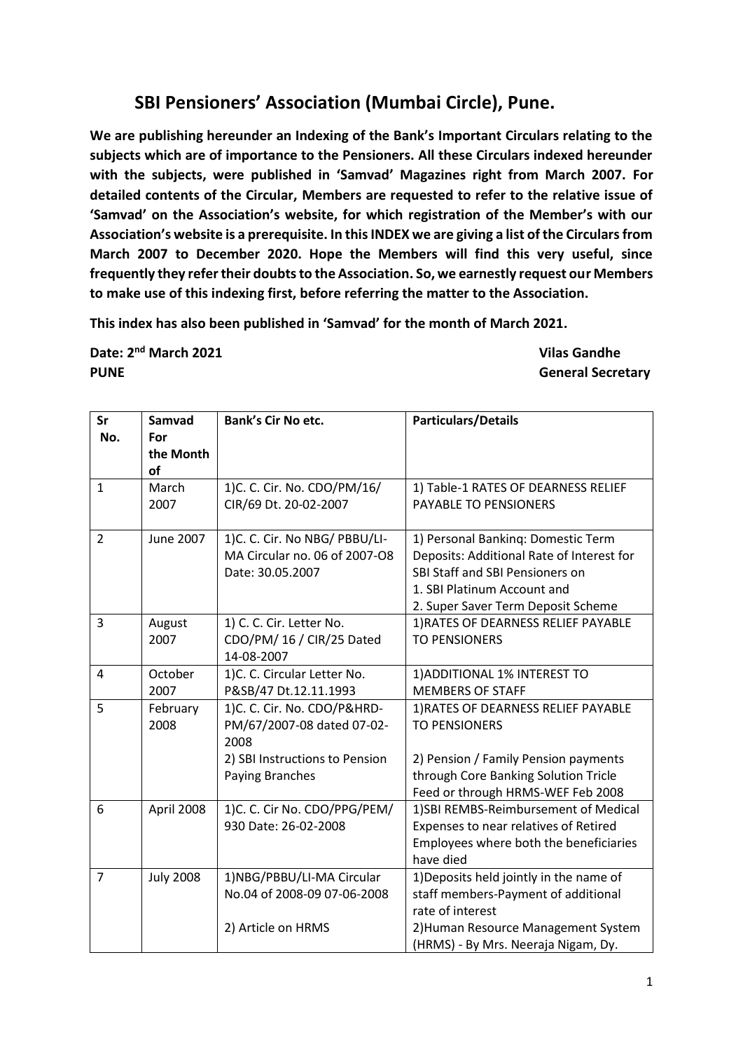# SBI Pensioners' Association (Mumbai Circle), Pune.

**We are publishing hereunder an Indexing of the Bank's Important Circulars relating to the subjects which are of importance to the Pensioners. All these Circulars indexed hereunder with the subjects, were published in 'Samvad' Magazines right from March 2007. For detailed contents of the Circular, Members are requested to refer to the relative issue of 'Samvad' on the Association's website, for which registration of the Member's with our Association's website is a prerequisite. In this INDEX we are giving a list of the Circulars from March 2007 to December 2020. Hope the Members will find this very useful, since frequently they refer their doubts to the Association. So, we earnestly request our Members to make use of this indexing first, before referring the matter to the Association.**

**This index has also been published in 'Samvad' for the month of March 2021.**

**Date: 2nd March 2021** **PUNE**

**Vilas Gandhe** **General Secretary**

| Sr No. | Samvad For the Month of | Bank's Cir No etc. | Particulars/Details |
|---|---|---|---|
| 1 | March 2007 | 1)C. C. Cir. No. CDO/PM/16/ CIR/69 Dt. 20-02-2007 | 1) Table-1 RATES OF DEARNESS RELIEF PAYABLE TO PENSIONERS |
| 2 | June 2007 | 1)C. C. Cir. No NBG/ PBBU/LI-MA Circular no. 06 of 2007-O8 Date: 30.05.2007 | 1) Personal Bankinq: Domestic Term Deposits: Additional Rate of Interest for SBI Staff and SBI Pensioners on<br>1. SBI Platinum Account and<br>2. Super Saver Term Deposit Scheme |
| 3 | August 2007 | 1) C. C. Cir. Letter No. CDO/PM/ 16 / CIR/25 Dated 14-08-2007 | 1)RATES OF DEARNESS RELIEF PAYABLE TO PENSIONERS |
| 4 | October 2007 | 1)C. C. Circular Letter No. P&SB/47 Dt.12.11.1993 | 1)ADDITIONAL 1% INTEREST TO MEMBERS OF STAFF |
| 5 | February 2008 | 1)C. C. Cir. No. CDO/P&HRD-PM/67/2007-08 dated 07-02-2008<br>2) SBI Instructions to Pension Paying Branches | 1)RATES OF DEARNESS RELIEF PAYABLE TO PENSIONERS<br>2) Pension / Family Pension payments through Core Banking Solution Tricle Feed or through HRMS-WEF Feb 2008 |
| 6 | April 2008 | 1)C. C. Cir No. CDO/PPG/PEM/ 930 Date: 26-02-2008 | 1)SBI REMBS-Reimbursement of Medical Expenses to near relatives of Retired Employees where both the beneficiaries have died |
| 7 | July 2008 | 1)NBG/PBBU/LI-MA Circular No.04 of 2008-09 07-06-2008<br>2) Article on HRMS | 1)Deposits held jointly in the name of staff members-Payment of additional rate of interest<br>2)Human Resource Management System (HRMS) - By Mrs. Neeraja Nigam, Dy. |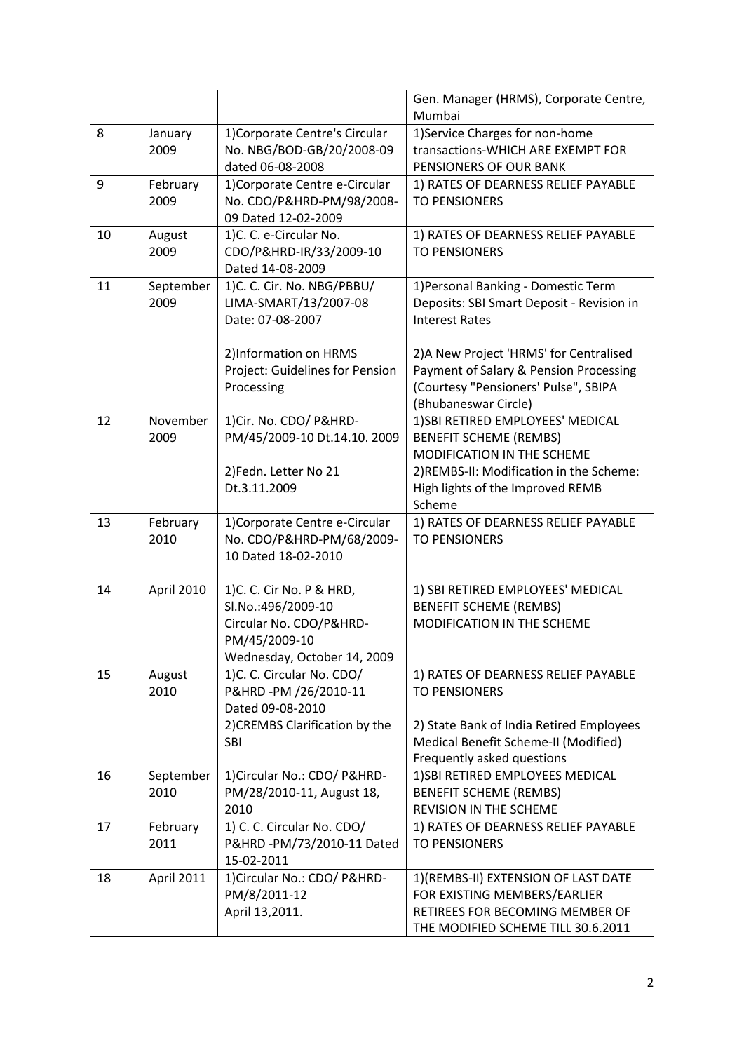| | | | |
|---|---|---|---|
| | | | Gen. Manager (HRMS), Corporate Centre, Mumbai |
| 8 | January 2009 | 1)Corporate Centre's Circular No. NBG/BOD-GB/20/2008-09 dated 06-08-2008 | 1)Service Charges for non-home transactions-WHICH ARE EXEMPT FOR PENSIONERS OF OUR BANK |
| 9 | February 2009 | 1)Corporate Centre e-Circular No. CDO/P&HRD-PM/98/2008-09 Dated 12-02-2009 | 1) RATES OF DEARNESS RELIEF PAYABLE TO PENSIONERS |
| 10 | August 2009 | 1)C. C. e-Circular No. CDO/P&HRD-IR/33/2009-10 Dated 14-08-2009 | 1) RATES OF DEARNESS RELIEF PAYABLE TO PENSIONERS |
| 11 | September 2009 | 1)C. C. Cir. No. NBG/PBBU/ LIMA-SMART/13/2007-08 Date: 07-08-2007<br><br>2)Information on HRMS Project: Guidelines for Pension Processing | 1)Personal Banking - Domestic Term Deposits: SBI Smart Deposit - Revision in Interest Rates<br><br>2)A New Project 'HRMS' for Centralised Payment of Salary & Pension Processing (Courtesy "Pensioners' Pulse", SBIPA (Bhubaneswar Circle) |
| 12 | November 2009 | 1)Cir. No. CDO/ P&HRD-PM/45/2009-10 Dt.14.10. 2009<br><br>2)Fedn. Letter No 21 Dt.3.11.2009 | 1)SBI RETIRED EMPLOYEES' MEDICAL BENEFIT SCHEME (REMBS) MODIFICATION IN THE SCHEME<br>2)REMBS-II: Modification in the Scheme: High lights of the Improved REMB Scheme |
| 13 | February 2010 | 1)Corporate Centre e-Circular No. CDO/P&HRD-PM/68/2009-10 Dated 18-02-2010 | 1) RATES OF DEARNESS RELIEF PAYABLE TO PENSIONERS |
| 14 | April 2010 | 1)C. C. Cir No. P & HRD, Sl.No.:496/2009-10 Circular No. CDO/P&HRD-PM/45/2009-10 Wednesday, October 14, 2009 | 1) SBI RETIRED EMPLOYEES' MEDICAL BENEFIT SCHEME (REMBS) MODIFICATION IN THE SCHEME |
| 15 | August 2010 | 1)C. C. Circular No. CDO/ P&HRD -PM /26/2010-11 Dated 09-08-2010<br>2)CREMBS Clarification by the SBI | 1) RATES OF DEARNESS RELIEF PAYABLE TO PENSIONERS<br><br>2) State Bank of India Retired Employees Medical Benefit Scheme-II (Modified) Frequently asked questions |
| 16 | September 2010 | 1)Circular No.: CDO/ P&HRD-PM/28/2010-11, August 18, 2010 | 1)SBI RETIRED EMPLOYEES MEDICAL BENEFIT SCHEME (REMBS) REVISION IN THE SCHEME |
| 17 | February 2011 | 1) C. C. Circular No. CDO/ P&HRD -PM/73/2010-11 Dated 15-02-2011 | 1) RATES OF DEARNESS RELIEF PAYABLE TO PENSIONERS |
| 18 | April 2011 | 1)Circular No.: CDO/ P&HRD-PM/8/2011-12 April 13,2011. | 1)(REMBS-II) EXTENSION OF LAST DATE FOR EXISTING MEMBERS/EARLIER RETIREES FOR BECOMING MEMBER OF THE MODIFIED SCHEME TILL 30.6.2011 |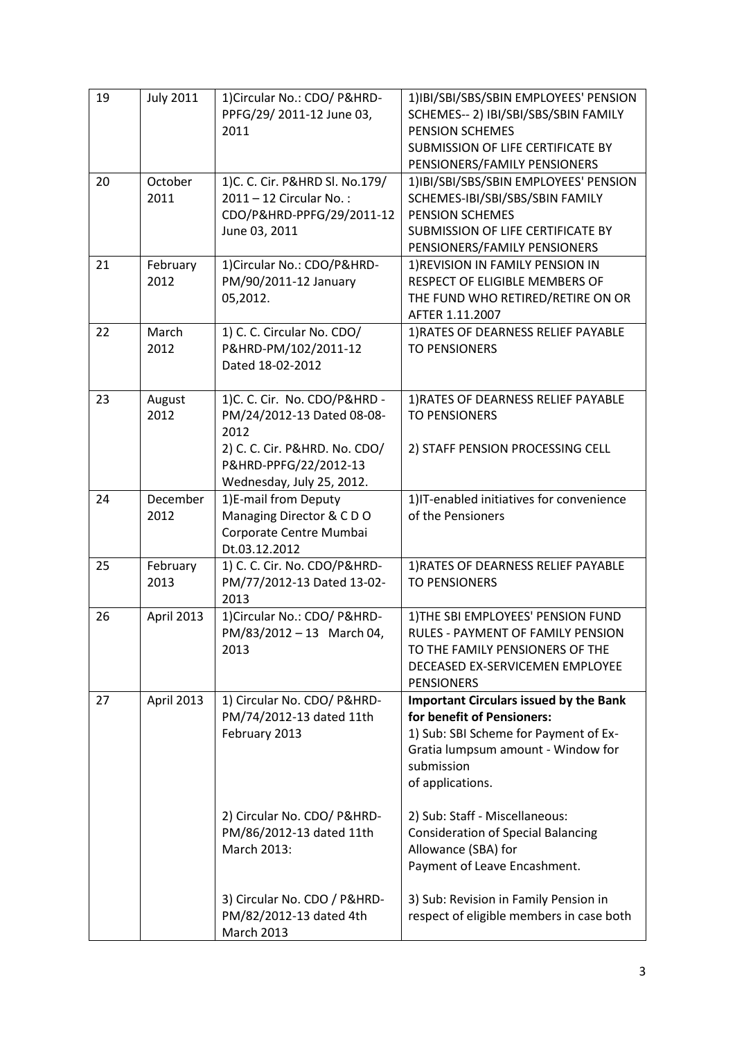| 19 | July 2011 | 1)Circular No.: CDO/ P&HRD-PPFG/29/ 2011-12 June 03, 2011 | 1)IBI/SBI/SBS/SBIN EMPLOYEES' PENSION SCHEMES-- 2) IBI/SBI/SBS/SBIN FAMILY PENSION SCHEMES<br>SUBMISSION OF LIFE CERTIFICATE BY PENSIONERS/FAMILY PENSIONERS |
|---|---|---|---|
| 20 | October 2011 | 1)C. C. Cir. P&HRD Sl. No.179/ 2011 – 12 Circular No. : CDO/P&HRD-PPFG/29/2011-12 June 03, 2011 | 1)IBI/SBI/SBS/SBIN EMPLOYEES' PENSION SCHEMES-IBI/SBI/SBS/SBIN FAMILY PENSION SCHEMES<br>SUBMISSION OF LIFE CERTIFICATE BY PENSIONERS/FAMILY PENSIONERS |
| 21 | February 2012 | 1)Circular No.: CDO/P&HRD-PM/90/2011-12 January 05,2012. | 1)REVISION IN FAMILY PENSION IN RESPECT OF ELIGIBLE MEMBERS OF THE FUND WHO RETIRED/RETIRE ON OR AFTER 1.11.2007 |
| 22 | March 2012 | 1) C. C. Circular No. CDO/ P&HRD-PM/102/2011-12 Dated 18-02-2012 | 1)RATES OF DEARNESS RELIEF PAYABLE TO PENSIONERS |
| 23 | August 2012 | 1)C. C. Cir. No. CDO/P&HRD - PM/24/2012-13 Dated 08-08-2012<br>2) C. C. Cir. P&HRD. No. CDO/ P&HRD-PPFG/22/2012-13 Wednesday, July 25, 2012. | 1)RATES OF DEARNESS RELIEF PAYABLE TO PENSIONERS<br><br>2) STAFF PENSION PROCESSING CELL |
| 24 | December 2012 | 1)E-mail from Deputy Managing Director & C D O Corporate Centre Mumbai Dt.03.12.2012 | 1)IT-enabled initiatives for convenience of the Pensioners |
| 25 | February 2013 | 1) C. C. Cir. No. CDO/P&HRD-PM/77/2012-13 Dated 13-02-2013 | 1)RATES OF DEARNESS RELIEF PAYABLE TO PENSIONERS |
| 26 | April 2013 | 1)Circular No.: CDO/ P&HRD-PM/83/2012 – 13 March 04, 2013 | 1)THE SBI EMPLOYEES' PENSION FUND RULES - PAYMENT OF FAMILY PENSION TO THE FAMILY PENSIONERS OF THE DECEASED EX-SERVICEMEN EMPLOYEE PENSIONERS |
| 27 | April 2013 | 1) Circular No. CDO/ P&HRD-PM/74/2012-13 dated 11th February 2013<br><br>2) Circular No. CDO/ P&HRD-PM/86/2012-13 dated 11th March 2013:<br><br>3) Circular No. CDO / P&HRD-PM/82/2012-13 dated 4th March 2013 | **Important Circulars issued by the Bank for benefit of Pensioners:**<br>1) Sub: SBI Scheme for Payment of Ex-Gratia lumpsum amount - Window for submission of applications.<br><br>2) Sub: Staff - Miscellaneous: Consideration of Special Balancing Allowance (SBA) for Payment of Leave Encashment.<br><br>3) Sub: Revision in Family Pension in respect of eligible members in case both |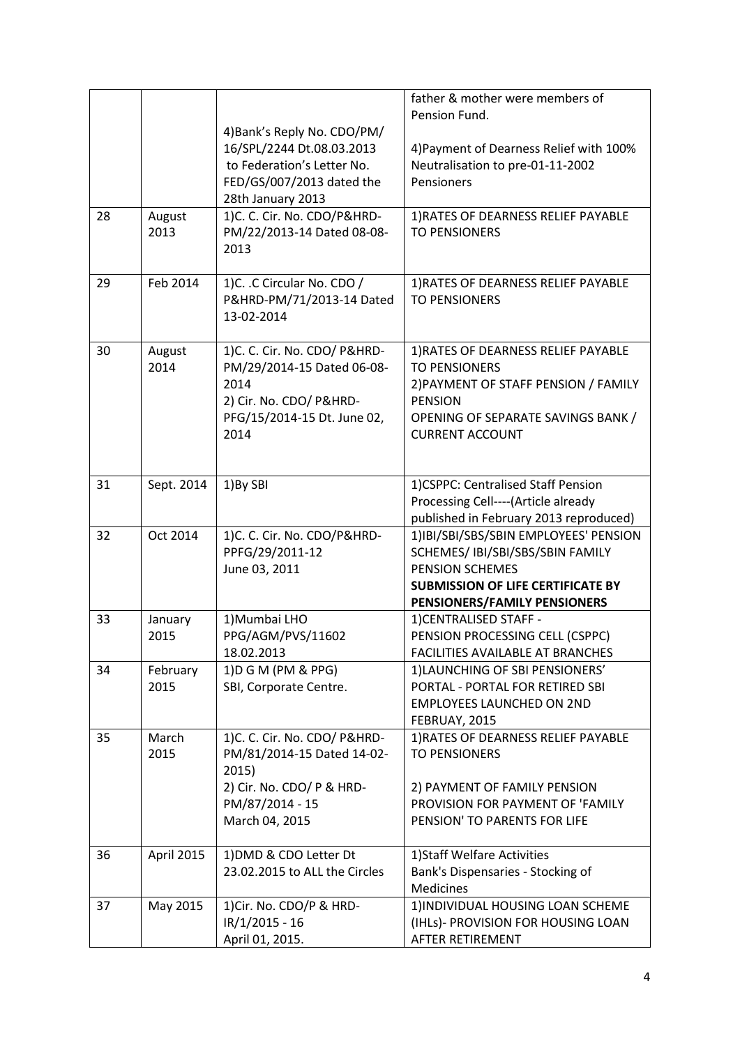| | | | |
|---|---|---|---|
| | | 4)Bank's Reply No. CDO/PM/ 16/SPL/2244 Dt.08.03.2013 to Federation's Letter No. FED/GS/007/2013 dated the 28th January 2013 | father & mother were members of Pension Fund.<br><br>4)Payment of Dearness Relief with 100% Neutralisation to pre-01-11-2002 Pensioners |
| 28 | August 2013 | 1)C. C. Cir. No. CDO/P&HRD-PM/22/2013-14 Dated 08-08-2013 | 1)RATES OF DEARNESS RELIEF PAYABLE TO PENSIONERS |
| 29 | Feb 2014 | 1)C. .C Circular No. CDO / P&HRD-PM/71/2013-14 Dated 13-02-2014 | 1)RATES OF DEARNESS RELIEF PAYABLE TO PENSIONERS |
| 30 | August 2014 | 1)C. C. Cir. No. CDO/ P&HRD-PM/29/2014-15 Dated 06-08-2014<br>2) Cir. No. CDO/ P&HRD-PFG/15/2014-15 Dt. June 02, 2014 | 1)RATES OF DEARNESS RELIEF PAYABLE TO PENSIONERS<br>2)PAYMENT OF STAFF PENSION / FAMILY PENSION<br>OPENING OF SEPARATE SAVINGS BANK / CURRENT ACCOUNT |
| 31 | Sept. 2014 | 1)By SBI | 1)CSPPC: Centralised Staff Pension Processing Cell----(Article already published in February 2013 reproduced) |
| 32 | Oct 2014 | 1)C. C. Cir. No. CDO/P&HRD-PPFG/29/2011-12<br>June 03, 2011 | 1)IBI/SBI/SBS/SBIN EMPLOYEES' PENSION SCHEMES/ IBI/SBI/SBS/SBIN FAMILY PENSION SCHEMES<br>**SUBMISSION OF LIFE CERTIFICATE BY PENSIONERS/FAMILY PENSIONERS** |
| 33 | January 2015 | 1)Mumbai LHO<br>PPG/AGM/PVS/11602<br>18.02.2013 | 1)CENTRALISED STAFF - PENSION PROCESSING CELL (CSPPC) FACILITIES AVAILABLE AT BRANCHES |
| 34 | February 2015 | 1)D G M (PM & PPG)<br>SBI, Corporate Centre. | 1)LAUNCHING OF SBI PENSIONERS' PORTAL - PORTAL FOR RETIRED SBI EMPLOYEES LAUNCHED ON 2ND FEBRUAY, 2015 |
| 35 | March 2015 | 1)C. C. Cir. No. CDO/ P&HRD-PM/81/2014-15 Dated 14-02-2015)<br>2) Cir. No. CDO/ P & HRD-PM/87/2014 - 15<br>March 04, 2015 | 1)RATES OF DEARNESS RELIEF PAYABLE TO PENSIONERS<br><br>2) PAYMENT OF FAMILY PENSION PROVISION FOR PAYMENT OF 'FAMILY PENSION' TO PARENTS FOR LIFE |
| 36 | April 2015 | 1)DMD & CDO Letter Dt 23.02.2015 to ALL the Circles | 1)Staff Welfare Activities<br>Bank's Dispensaries - Stocking of Medicines |
| 37 | May 2015 | 1)Cir. No. CDO/P & HRD-IR/1/2015 - 16<br>April 01, 2015. | 1)INDIVIDUAL HOUSING LOAN SCHEME (IHLs)- PROVISION FOR HOUSING LOAN AFTER RETIREMENT |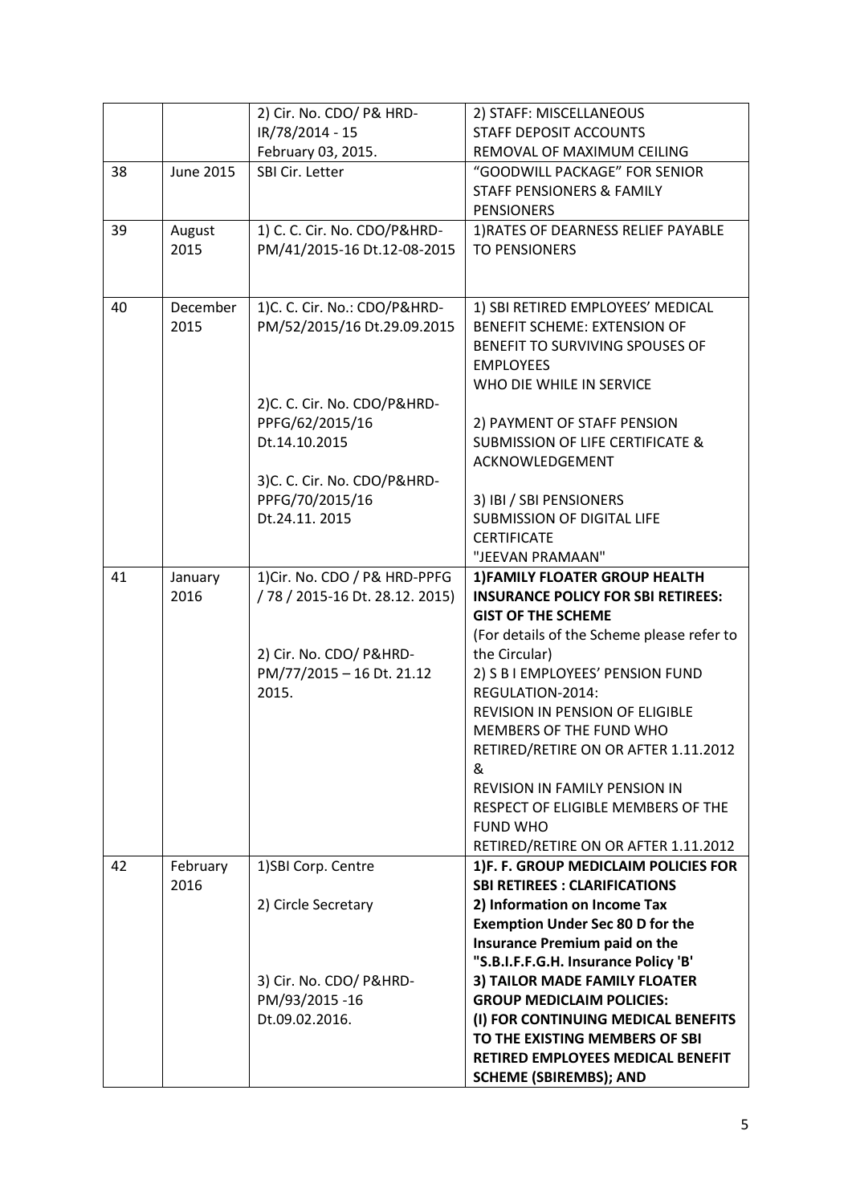| | | | |
|---|---|---|---|
| | | 2) Cir. No. CDO/ P& HRD-IR/78/2014 - 15<br>February 03, 2015. | 2) STAFF: MISCELLANEOUS<br>STAFF DEPOSIT ACCOUNTS<br>REMOVAL OF MAXIMUM CEILING |
| 38 | June 2015 | SBI Cir. Letter | “GOODWILL PACKAGE” FOR SENIOR STAFF PENSIONERS & FAMILY PENSIONERS |
| 39 | August 2015 | 1) C. C. Cir. No. CDO/P&HRD-PM/41/2015-16 Dt.12-08-2015 | 1)RATES OF DEARNESS RELIEF PAYABLE TO PENSIONERS |
| 40 | December 2015 | 1)C. C. Cir. No.: CDO/P&HRD-PM/52/2015/16 Dt.29.09.2015<br><br>2)C. C. Cir. No. CDO/P&HRD-PPFG/62/2015/16 Dt.14.10.2015<br><br>3)C. C. Cir. No. CDO/P&HRD-PPFG/70/2015/16 Dt.24.11. 2015 | 1) SBI RETIRED EMPLOYEES' MEDICAL BENEFIT SCHEME: EXTENSION OF BENEFIT TO SURVIVING SPOUSES OF EMPLOYEES WHO DIE WHILE IN SERVICE<br><br>2) PAYMENT OF STAFF PENSION SUBMISSION OF LIFE CERTIFICATE & ACKNOWLEDGEMENT<br><br>3) IBI / SBI PENSIONERS SUBMISSION OF DIGITAL LIFE CERTIFICATE "JEEVAN PRAMAAN" |
| 41 | January 2016 | 1)Cir. No. CDO / P& HRD-PPFG / 78 / 2015-16 Dt. 28.12. 2015)<br><br>2) Cir. No. CDO/ P&HRD-PM/77/2015 – 16 Dt. 21.12 2015. | **1)FAMILY FLOATER GROUP HEALTH INSURANCE POLICY FOR SBI RETIREES: GIST OF THE SCHEME**<br>(For details of the Scheme please refer to the Circular)<br>2) S B I EMPLOYEES' PENSION FUND REGULATION-2014:<br>REVISION IN PENSION OF ELIGIBLE MEMBERS OF THE FUND WHO RETIRED/RETIRE ON OR AFTER 1.11.2012<br>&<br>REVISION IN FAMILY PENSION IN RESPECT OF ELIGIBLE MEMBERS OF THE FUND WHO RETIRED/RETIRE ON OR AFTER 1.11.2012 |
| 42 | February 2016 | 1)SBI Corp. Centre<br><br>2) Circle Secretary<br><br>3) Cir. No. CDO/ P&HRD-PM/93/2015 -16 Dt.09.02.2016. | **1)F. F. GROUP MEDICLAIM POLICIES FOR SBI RETIREES : CLARIFICATIONS**<br>**2) Information on Income Tax Exemption Under Sec 80 D for the Insurance Premium paid on the "S.B.I.F.F.G.H. Insurance Policy 'B'**<br>**3) TAILOR MADE FAMILY FLOATER GROUP MEDICLAIM POLICIES: (I) FOR CONTINUING MEDICAL BENEFITS TO THE EXISTING MEMBERS OF SBI RETIRED EMPLOYEES MEDICAL BENEFIT SCHEME (SBIREMBS); AND** |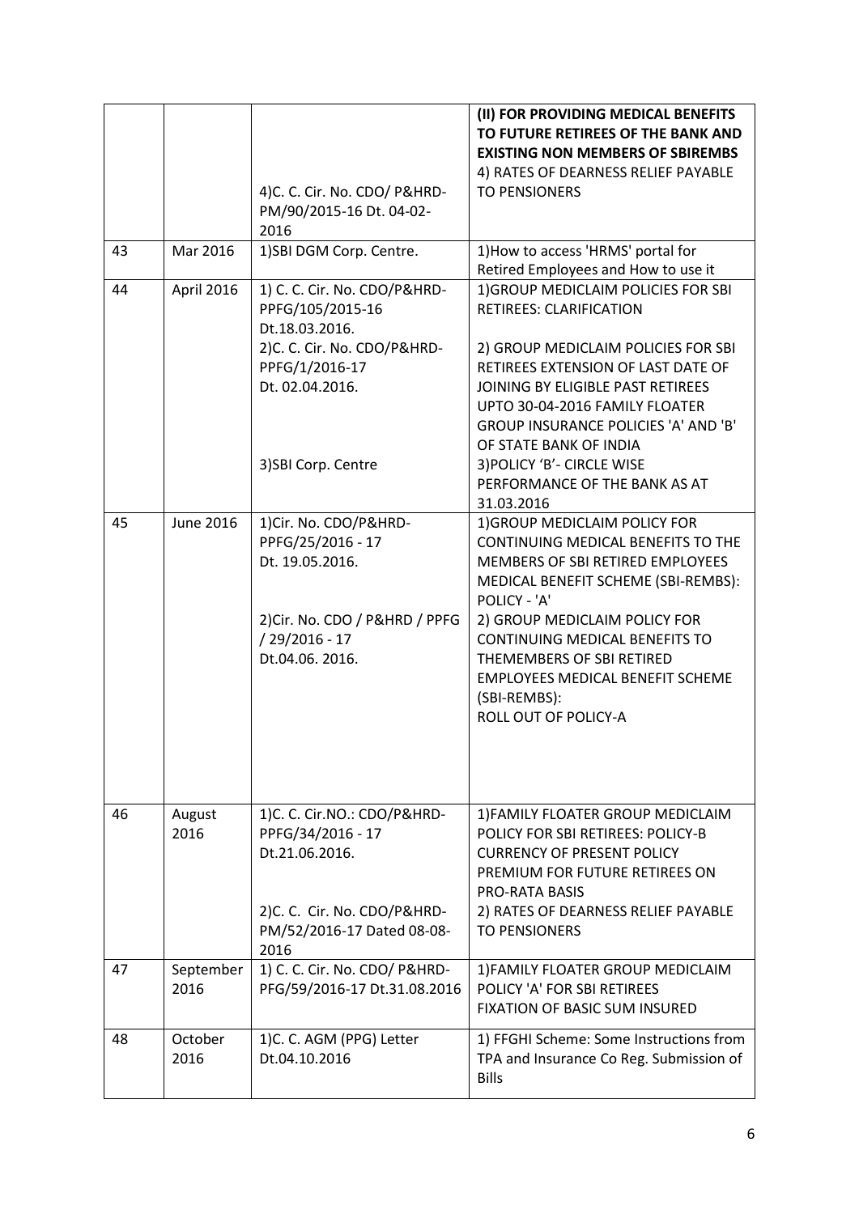| | | | |
|---|---|---|---|
| | | 4)C. C. Cir. No. CDO/ P&HRD-PM/90/2015-16 Dt. 04-02-2016 | **(II) FOR PROVIDING MEDICAL BENEFITS TO FUTURE RETIREES OF THE BANK AND EXISTING NON MEMBERS OF SBIREMBS**<br>4) RATES OF DEARNESS RELIEF PAYABLE TO PENSIONERS |
| 43 | Mar 2016 | 1)SBI DGM Corp. Centre. | 1)How to access 'HRMS' portal for Retired Employees and How to use it |
| 44 | April 2016 | 1) C. C. Cir. No. CDO/P&HRD-PPFG/105/2015-16 Dt.18.03.2016.<br>2)C. C. Cir. No. CDO/P&HRD-PPFG/1/2016-17 Dt. 02.04.2016.<br>3)SBI Corp. Centre | 1)GROUP MEDICLAIM POLICIES FOR SBI RETIREES: CLARIFICATION<br>2) GROUP MEDICLAIM POLICIES FOR SBI RETIREES EXTENSION OF LAST DATE OF JOINING BY ELIGIBLE PAST RETIREES UPTO 30-04-2016 FAMILY FLOATER GROUP INSURANCE POLICIES 'A' AND 'B' OF STATE BANK OF INDIA<br>3)POLICY 'B'- CIRCLE WISE PERFORMANCE OF THE BANK AS AT 31.03.2016 |
| 45 | June 2016 | 1)Cir. No. CDO/P&HRD-PPFG/25/2016 - 17 Dt. 19.05.2016.<br>2)Cir. No. CDO / P&HRD / PPFG / 29/2016 - 17 Dt.04.06. 2016. | 1)GROUP MEDICLAIM POLICY FOR CONTINUING MEDICAL BENEFITS TO THE MEMBERS OF SBI RETIRED EMPLOYEES MEDICAL BENEFIT SCHEME (SBI-REMBS): POLICY - 'A'<br>2) GROUP MEDICLAIM POLICY FOR CONTINUING MEDICAL BENEFITS TO THEMEMBERS OF SBI RETIRED EMPLOYEES MEDICAL BENEFIT SCHEME (SBI-REMBS):<br>ROLL OUT OF POLICY-A |
| 46 | August 2016 | 1)C. C. Cir.NO.: CDO/P&HRD-PPFG/34/2016 - 17 Dt.21.06.2016.<br>2)C. C. Cir. No. CDO/P&HRD-PM/52/2016-17 Dated 08-08-2016 | 1)FAMILY FLOATER GROUP MEDICLAIM POLICY FOR SBI RETIREES: POLICY-B CURRENCY OF PRESENT POLICY PREMIUM FOR FUTURE RETIREES ON PRO-RATA BASIS<br>2) RATES OF DEARNESS RELIEF PAYABLE TO PENSIONERS |
| 47 | September 2016 | 1) C. C. Cir. No. CDO/ P&HRD-PFG/59/2016-17 Dt.31.08.2016 | 1)FAMILY FLOATER GROUP MEDICLAIM POLICY 'A' FOR SBI RETIREES FIXATION OF BASIC SUM INSURED |
| 48 | October 2016 | 1)C. C. AGM (PPG) Letter Dt.04.10.2016 | 1) FFGHI Scheme: Some Instructions from TPA and Insurance Co Reg. Submission of Bills |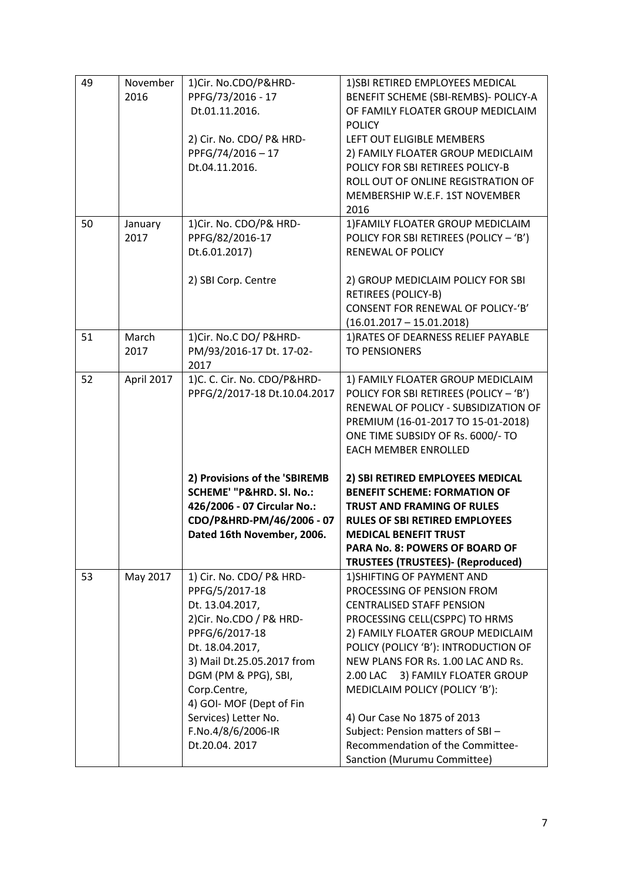| 49 | November 2016 | 1)Cir. No.CDO/P&HRD-PPFG/73/2016 - 17 Dt.01.11.2016.<br><br>2) Cir. No. CDO/ P& HRD-PPFG/74/2016 – 17 Dt.04.11.2016. | 1)SBI RETIRED EMPLOYEES MEDICAL BENEFIT SCHEME (SBI-REMBS)- POLICY-A OF FAMILY FLOATER GROUP MEDICLAIM POLICY LEFT OUT ELIGIBLE MEMBERS<br>2) FAMILY FLOATER GROUP MEDICLAIM POLICY FOR SBI RETIREES POLICY-B ROLL OUT OF ONLINE REGISTRATION OF MEMBERSHIP W.E.F. 1ST NOVEMBER 2016 |
|---|---|---|---|
| 50 | January 2017 | 1)Cir. No. CDO/P& HRD-PPFG/82/2016-17 Dt.6.01.2017)<br><br>2) SBI Corp. Centre | 1)FAMILY FLOATER GROUP MEDICLAIM POLICY FOR SBI RETIREES (POLICY – 'B') RENEWAL OF POLICY<br><br>2) GROUP MEDICLAIM POLICY FOR SBI RETIREES (POLICY-B) CONSENT FOR RENEWAL OF POLICY-'B' (16.01.2017 – 15.01.2018) |
| 51 | March 2017 | 1)Cir. No.C DO/ P&HRD-PM/93/2016-17 Dt. 17-02-2017 | 1)RATES OF DEARNESS RELIEF PAYABLE TO PENSIONERS |
| 52 | April 2017 | 1)C. C. Cir. No. CDO/P&HRD-PPFG/2/2017-18 Dt.10.04.2017<br><br>**2) Provisions of the 'SBIREMB SCHEME' "P&HRD. Sl. No.: 426/2006 - 07 Circular No.: CDO/P&HRD-PM/46/2006 - 07 Dated 16th November, 2006.** | 1) FAMILY FLOATER GROUP MEDICLAIM POLICY FOR SBI RETIREES (POLICY – 'B') RENEWAL OF POLICY - SUBSIDIZATION OF PREMIUM (16-01-2017 TO 15-01-2018) ONE TIME SUBSIDY OF Rs. 6000/- TO EACH MEMBER ENROLLED<br><br>**2) SBI RETIRED EMPLOYEES MEDICAL BENEFIT SCHEME: FORMATION OF TRUST AND FRAMING OF RULES RULES OF SBI RETIRED EMPLOYEES MEDICAL BENEFIT TRUST PARA No. 8: POWERS OF BOARD OF TRUSTEES (TRUSTEES)- (Reproduced)** |
| 53 | May 2017 | 1) Cir. No. CDO/ P& HRD-PPFG/5/2017-18 Dt. 13.04.2017,<br>2)Cir. No.CDO / P& HRD-PPFG/6/2017-18 Dt. 18.04.2017,<br>3) Mail Dt.25.05.2017 from DGM (PM & PPG), SBI, Corp.Centre,<br>4) GOI- MOF (Dept of Fin Services) Letter No. F.No.4/8/6/2006-IR Dt.20.04. 2017 | 1)SHIFTING OF PAYMENT AND PROCESSING OF PENSION FROM CENTRALISED STAFF PENSION PROCESSING CELL(CSPPC) TO HRMS<br>2) FAMILY FLOATER GROUP MEDICLAIM POLICY (POLICY 'B'): INTRODUCTION OF NEW PLANS FOR Rs. 1.00 LAC AND Rs. 2.00 LAC 3) FAMILY FLOATER GROUP MEDICLAIM POLICY (POLICY 'B'):<br><br>4) Our Case No 1875 of 2013 Subject: Pension matters of SBI – Recommendation of the Committee-Sanction (Murumu Committee) |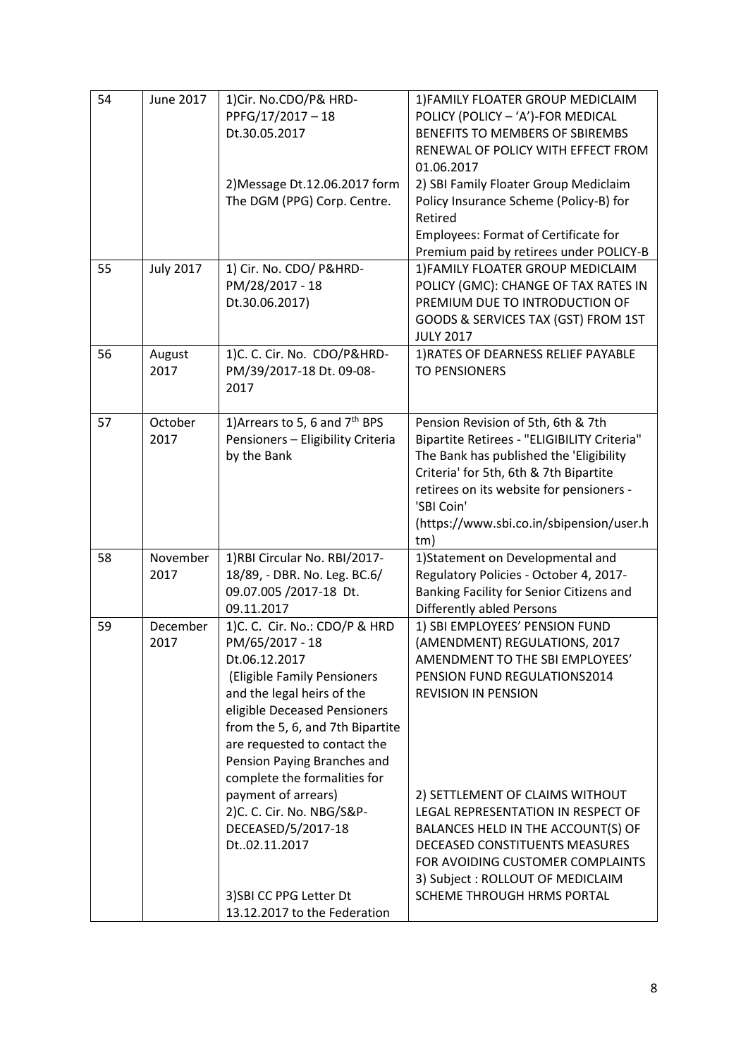| 54 | June 2017 | 1)Cir. No.CDO/P& HRD-PPFG/17/2017 – 18 Dt.30.05.2017<br><br>2)Message Dt.12.06.2017 form The DGM (PPG) Corp. Centre. | 1)FAMILY FLOATER GROUP MEDICLAIM POLICY (POLICY – 'A')-FOR MEDICAL BENEFITS TO MEMBERS OF SBIREMBS RENEWAL OF POLICY WITH EFFECT FROM 01.06.2017<br>2) SBI Family Floater Group Mediclaim Policy Insurance Scheme (Policy-B) for Retired Employees: Format of Certificate for Premium paid by retirees under POLICY-B |
|---|---|---|---|
| 55 | July 2017 | 1) Cir. No. CDO/ P&HRD-PM/28/2017 - 18 Dt.30.06.2017) | 1)FAMILY FLOATER GROUP MEDICLAIM POLICY (GMC): CHANGE OF TAX RATES IN PREMIUM DUE TO INTRODUCTION OF GOODS & SERVICES TAX (GST) FROM 1ST JULY 2017 |
| 56 | August 2017 | 1)C. C. Cir. No. CDO/P&HRD-PM/39/2017-18 Dt. 09-08-2017 | 1)RATES OF DEARNESS RELIEF PAYABLE TO PENSIONERS |
| 57 | October 2017 | 1)Arrears to 5, 6 and 7th BPS Pensioners – Eligibility Criteria by the Bank | Pension Revision of 5th, 6th & 7th Bipartite Retirees - "ELIGIBILITY Criteria" The Bank has published the 'Eligibility Criteria' for 5th, 6th & 7th Bipartite retirees on its website for pensioners - 'SBI Coin' (https://www.sbi.co.in/sbipension/user.htm) |
| 58 | November 2017 | 1)RBI Circular No. RBI/2017-18/89, - DBR. No. Leg. BC.6/ 09.07.005 /2017-18 Dt. 09.11.2017 | 1)Statement on Developmental and Regulatory Policies - October 4, 2017- Banking Facility for Senior Citizens and Differently abled Persons |
| 59 | December 2017 | 1)C. C. Cir. No.: CDO/P & HRD PM/65/2017 - 18 Dt.06.12.2017 (Eligible Family Pensioners and the legal heirs of the eligible Deceased Pensioners from the 5, 6, and 7th Bipartite are requested to contact the Pension Paying Branches and complete the formalities for payment of arrears)<br>2)C. C. Cir. No. NBG/S&P-DECEASED/5/2017-18 Dt..02.11.2017<br><br>3)SBI CC PPG Letter Dt 13.12.2017 to the Federation | 1) SBI EMPLOYEES' PENSION FUND (AMENDMENT) REGULATIONS, 2017 AMENDMENT TO THE SBI EMPLOYEES' PENSION FUND REGULATIONS2014 REVISION IN PENSION<br><br>2) SETTLEMENT OF CLAIMS WITHOUT LEGAL REPRESENTATION IN RESPECT OF BALANCES HELD IN THE ACCOUNT(S) OF DECEASED CONSTITUENTS MEASURES FOR AVOIDING CUSTOMER COMPLAINTS<br>3) Subject : ROLLOUT OF MEDICLAIM SCHEME THROUGH HRMS PORTAL |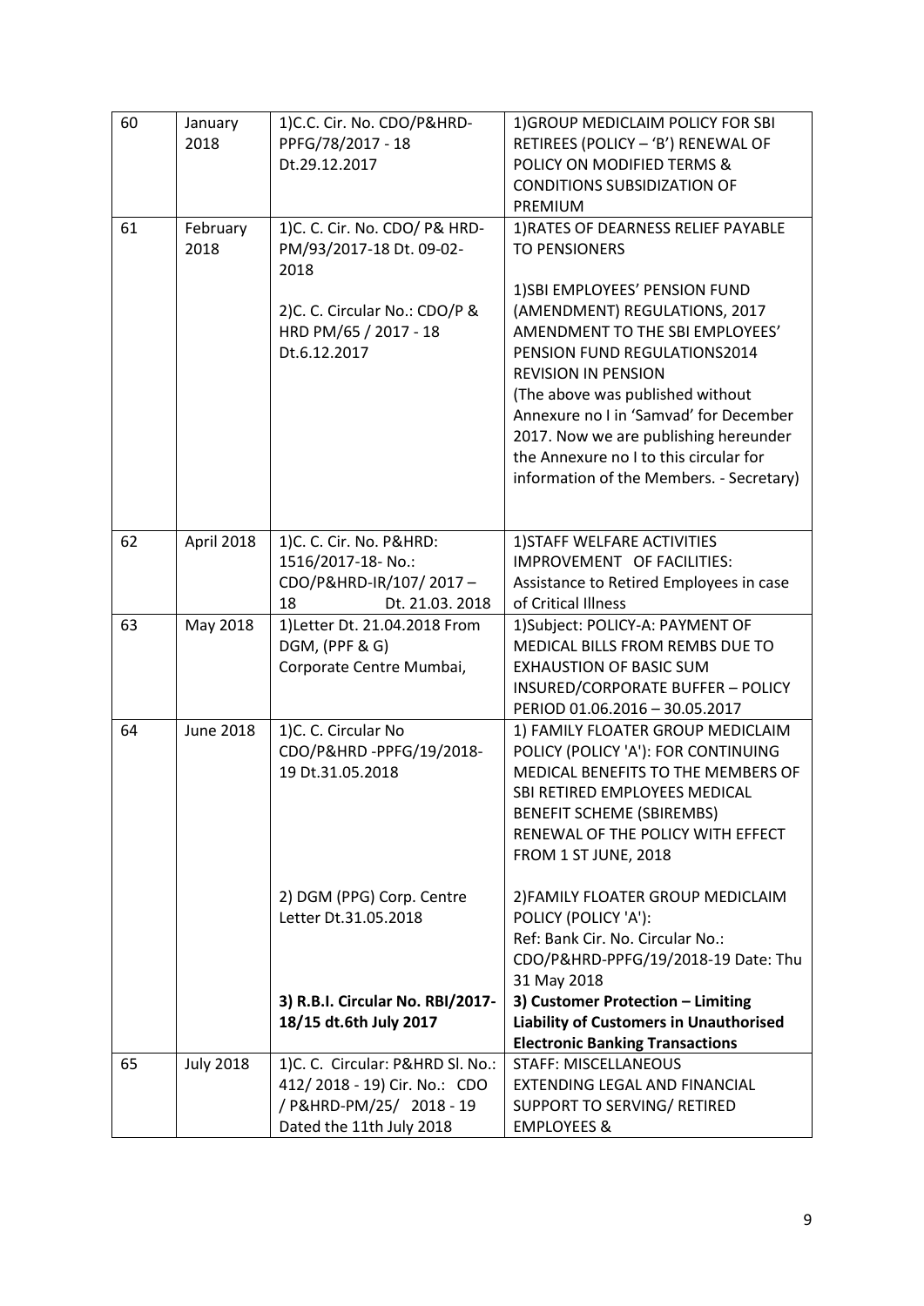| 60 | January 2018 | 1)C.C. Cir. No. CDO/P&HRD-PPFG/78/2017 - 18 Dt.29.12.2017 | 1)GROUP MEDICLAIM POLICY FOR SBI RETIREES (POLICY – 'B') RENEWAL OF POLICY ON MODIFIED TERMS & CONDITIONS SUBSIDIZATION OF PREMIUM |
|---|---|---|---|
| 61 | February 2018 | 1)C. C. Cir. No. CDO/ P& HRD-PM/93/2017-18 Dt. 09-02-2018<br><br>2)C. C. Circular No.: CDO/P & HRD PM/65 / 2017 - 18 Dt.6.12.2017 | 1)RATES OF DEARNESS RELIEF PAYABLE TO PENSIONERS<br><br>1)SBI EMPLOYEES' PENSION FUND (AMENDMENT) REGULATIONS, 2017 AMENDMENT TO THE SBI EMPLOYEES' PENSION FUND REGULATIONS2014 REVISION IN PENSION<br>(The above was published without Annexure no I in 'Samvad' for December 2017. Now we are publishing hereunder the Annexure no I to this circular for information of the Members. - Secretary) |
| 62 | April 2018 | 1)C. C. Cir. No. P&HRD: 1516/2017-18- No.: CDO/P&HRD-IR/107/ 2017 – 18 Dt. 21.03. 2018 | 1)STAFF WELFARE ACTIVITIES IMPROVEMENT OF FACILITIES: Assistance to Retired Employees in case of Critical Illness |
| 63 | May 2018 | 1)Letter Dt. 21.04.2018 From DGM, (PPF & G) Corporate Centre Mumbai, | 1)Subject: POLICY-A: PAYMENT OF MEDICAL BILLS FROM REMBS DUE TO EXHAUSTION OF BASIC SUM INSURED/CORPORATE BUFFER – POLICY PERIOD 01.06.2016 – 30.05.2017 |
| 64 | June 2018 | 1)C. C. Circular No CDO/P&HRD -PPFG/19/2018-19 Dt.31.05.2018<br><br>2) DGM (PPG) Corp. Centre Letter Dt.31.05.2018<br><br>**3) R.B.I. Circular No. RBI/2017-18/15 dt.6th July 2017** | 1) FAMILY FLOATER GROUP MEDICLAIM POLICY (POLICY 'A'): FOR CONTINUING MEDICAL BENEFITS TO THE MEMBERS OF SBI RETIRED EMPLOYEES MEDICAL BENEFIT SCHEME (SBIREMBS) RENEWAL OF THE POLICY WITH EFFECT FROM 1 ST JUNE, 2018<br><br>2)FAMILY FLOATER GROUP MEDICLAIM POLICY (POLICY 'A'):<br>Ref: Bank Cir. No. Circular No.: CDO/P&HRD-PPFG/19/2018-19 Date: Thu 31 May 2018<br><br>**3) Customer Protection – Limiting Liability of Customers in Unauthorised Electronic Banking Transactions** |
| 65 | July 2018 | 1)C. C. Circular: P&HRD Sl. No.: 412/ 2018 - 19) Cir. No.: CDO / P&HRD-PM/25/ 2018 - 19 Dated the 11th July 2018 | STAFF: MISCELLANEOUS EXTENDING LEGAL AND FINANCIAL SUPPORT TO SERVING/ RETIRED EMPLOYEES & |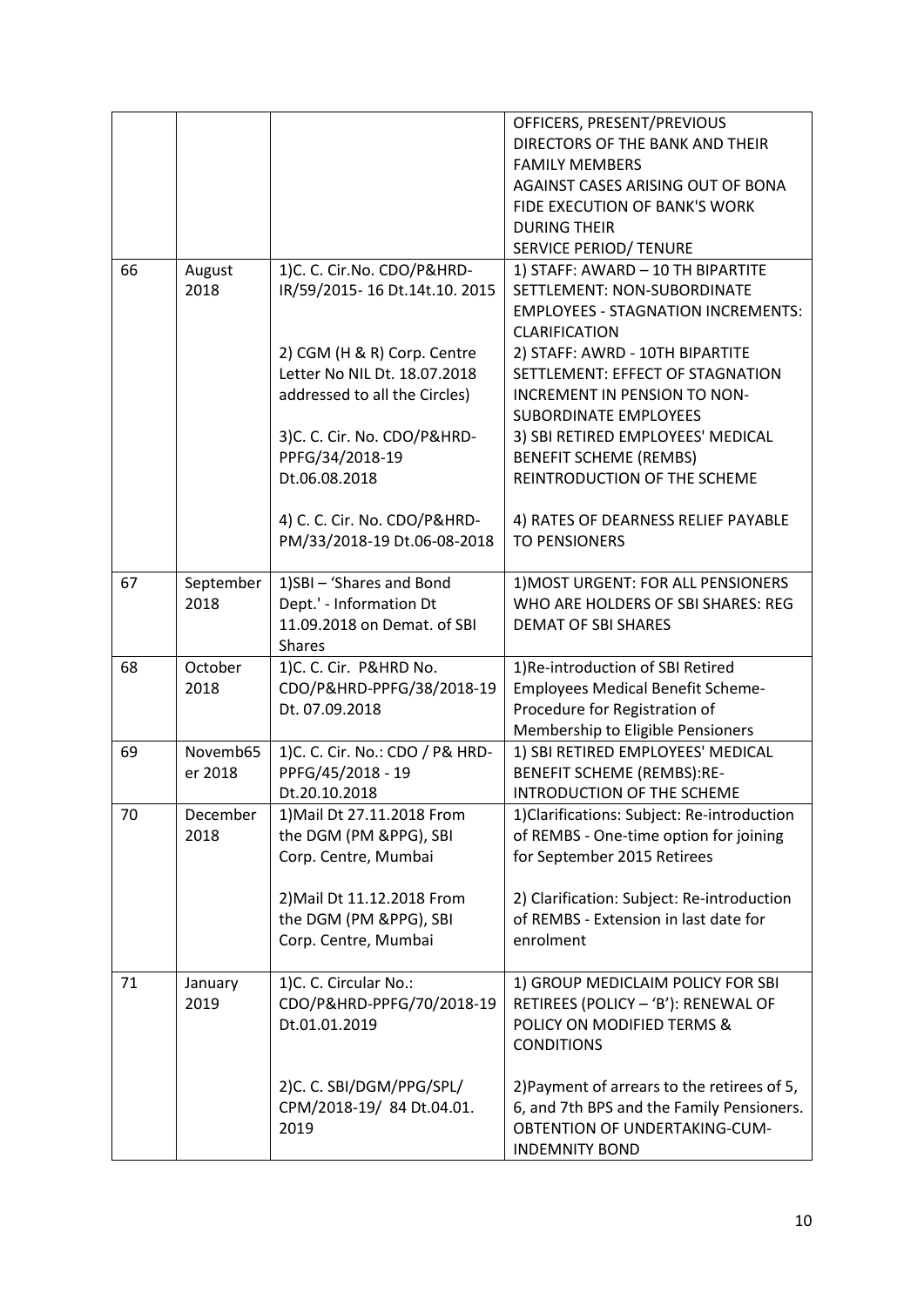| | | | |
|---|---|---|---|
| | | | OFFICERS, PRESENT/PREVIOUS DIRECTORS OF THE BANK AND THEIR FAMILY MEMBERS AGAINST CASES ARISING OUT OF BONA FIDE EXECUTION OF BANK'S WORK DURING THEIR SERVICE PERIOD/ TENURE |
| 66 | August 2018 | 1)C. C. Cir.No. CDO/P&HRD-IR/59/2015- 16 Dt.14t.10. 2015<br><br>2) CGM (H & R) Corp. Centre Letter No NIL Dt. 18.07.2018 addressed to all the Circles)<br><br>3)C. C. Cir. No. CDO/P&HRD-PPFG/34/2018-19 Dt.06.08.2018<br><br>4) C. C. Cir. No. CDO/P&HRD-PM/33/2018-19 Dt.06-08-2018 | 1) STAFF: AWARD – 10 TH BIPARTITE SETTLEMENT: NON-SUBORDINATE EMPLOYEES - STAGNATION INCREMENTS: CLARIFICATION<br><br>2) STAFF: AWRD - 10TH BIPARTITE SETTLEMENT: EFFECT OF STAGNATION INCREMENT IN PENSION TO NON-SUBORDINATE EMPLOYEES<br><br>3) SBI RETIRED EMPLOYEES' MEDICAL BENEFIT SCHEME (REMBS) REINTRODUCTION OF THE SCHEME<br><br>4) RATES OF DEARNESS RELIEF PAYABLE TO PENSIONERS |
| 67 | September 2018 | 1)SBI – 'Shares and Bond Dept.' - Information Dt 11.09.2018 on Demat. of SBI Shares | 1)MOST URGENT: FOR ALL PENSIONERS WHO ARE HOLDERS OF SBI SHARES: REG DEMAT OF SBI SHARES |
| 68 | October 2018 | 1)C. C. Cir. P&HRD No. CDO/P&HRD-PPFG/38/2018-19 Dt. 07.09.2018 | 1)Re-introduction of SBI Retired Employees Medical Benefit Scheme- Procedure for Registration of Membership to Eligible Pensioners |
| 69 | Novemb65 er 2018 | 1)C. C. Cir. No.: CDO / P& HRD-PPFG/45/2018 - 19 Dt.20.10.2018 | 1) SBI RETIRED EMPLOYEES' MEDICAL BENEFIT SCHEME (REMBS):RE-INTRODUCTION OF THE SCHEME |
| 70 | December 2018 | 1)Mail Dt 27.11.2018 From the DGM (PM &PPG), SBI Corp. Centre, Mumbai<br><br>2)Mail Dt 11.12.2018 From the DGM (PM &PPG), SBI Corp. Centre, Mumbai | 1)Clarifications: Subject: Re-introduction of REMBS - One-time option for joining for September 2015 Retirees<br><br>2) Clarification: Subject: Re-introduction of REMBS - Extension in last date for enrolment |
| 71 | January 2019 | 1)C. C. Circular No.: CDO/P&HRD-PPFG/70/2018-19 Dt.01.01.2019<br><br>2)C. C. SBI/DGM/PPG/SPL/ CPM/2018-19/ 84 Dt.04.01. 2019 | 1) GROUP MEDICLAIM POLICY FOR SBI RETIREES (POLICY – 'B'): RENEWAL OF POLICY ON MODIFIED TERMS & CONDITIONS<br><br>2)Payment of arrears to the retirees of 5, 6, and 7th BPS and the Family Pensioners. OBTENTION OF UNDERTAKING-CUM-INDEMNITY BOND |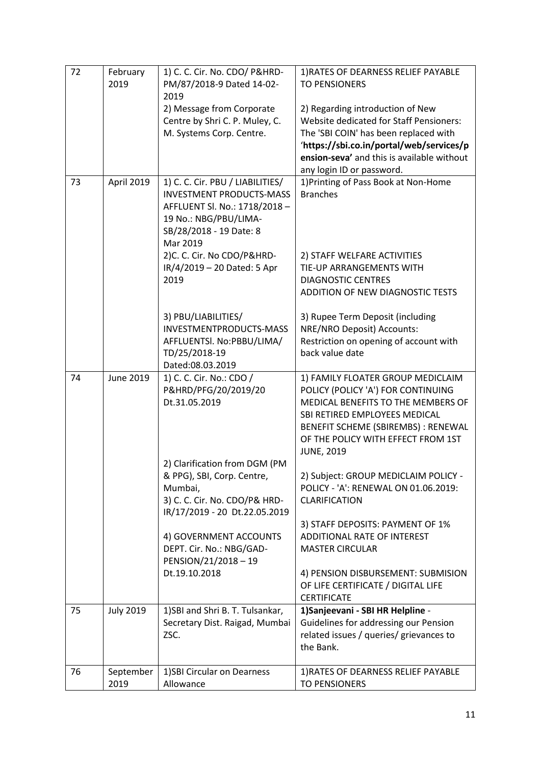| 72 | February 2019 | 1) C. C. Cir. No. CDO/ P&HRD-PM/87/2018-9 Dated 14-02-2019<br>2) Message from Corporate Centre by Shri C. P. Muley, C. M. Systems Corp. Centre. | 1)RATES OF DEARNESS RELIEF PAYABLE TO PENSIONERS<br>2) Regarding introduction of New Website dedicated for Staff Pensioners: The 'SBI COIN' has been replaced with **'https://sbi.co.in/portal/web/services/pension-seva'** and this is available without any login ID or password. |
|---|---|---|---|
| 73 | April 2019 | 1) C. C. Cir. PBU / LIABILITIES/ INVESTMENT PRODUCTS-MASS AFFLUENT Sl. No.: 1718/2018 – 19 No.: NBG/PBU/LIMA-SB/28/2018 - 19 Date: 8 Mar 2019<br>2)C. C. Cir. No CDO/P&HRD-IR/4/2019 – 20 Dated: 5 Apr 2019<br>3) PBU/LIABILITIES/ INVESTMENTPRODUCTS-MASS AFFLUENTSl. No:PBBU/LIMA/ TD/25/2018-19 Dated:08.03.2019 | 1)Printing of Pass Book at Non-Home Branches<br>2) STAFF WELFARE ACTIVITIES TIE-UP ARRANGEMENTS WITH DIAGNOSTIC CENTRES ADDITION OF NEW DIAGNOSTIC TESTS<br>3) Rupee Term Deposit (including NRE/NRO Deposit) Accounts: Restriction on opening of account with back value date |
| 74 | June 2019 | 1) C. C. Cir. No.: CDO / P&HRD/PFG/20/2019/20 Dt.31.05.2019<br>2) Clarification from DGM (PM & PPG), SBI, Corp. Centre, Mumbai,<br>3) C. C. Cir. No. CDO/P& HRD-IR/17/2019 - 20 Dt.22.05.2019<br>4) GOVERNMENT ACCOUNTS DEPT. Cir. No.: NBG/GAD-PENSION/21/2018 – 19 Dt.19.10.2018 | 1) FAMILY FLOATER GROUP MEDICLAIM POLICY (POLICY 'A') FOR CONTINUING MEDICAL BENEFITS TO THE MEMBERS OF SBI RETIRED EMPLOYEES MEDICAL BENEFIT SCHEME (SBIREMBS) : RENEWAL OF THE POLICY WITH EFFECT FROM 1ST JUNE, 2019<br>2) Subject: GROUP MEDICLAIM POLICY - POLICY - 'A': RENEWAL ON 01.06.2019: CLARIFICATION<br>3) STAFF DEPOSITS: PAYMENT OF 1% ADDITIONAL RATE OF INTEREST MASTER CIRCULAR<br>4) PENSION DISBURSEMENT: SUBMISION OF LIFE CERTIFICATE / DIGITAL LIFE CERTIFICATE |
| 75 | July 2019 | 1)SBI and Shri B. T. Tulsankar, Secretary Dist. Raigad, Mumbai ZSC. | **1)Sanjeevani - SBI HR Helpline** - Guidelines for addressing our Pension related issues / queries/ grievances to the Bank. |
| 76 | September 2019 | 1)SBI Circular on Dearness Allowance | 1)RATES OF DEARNESS RELIEF PAYABLE TO PENSIONERS |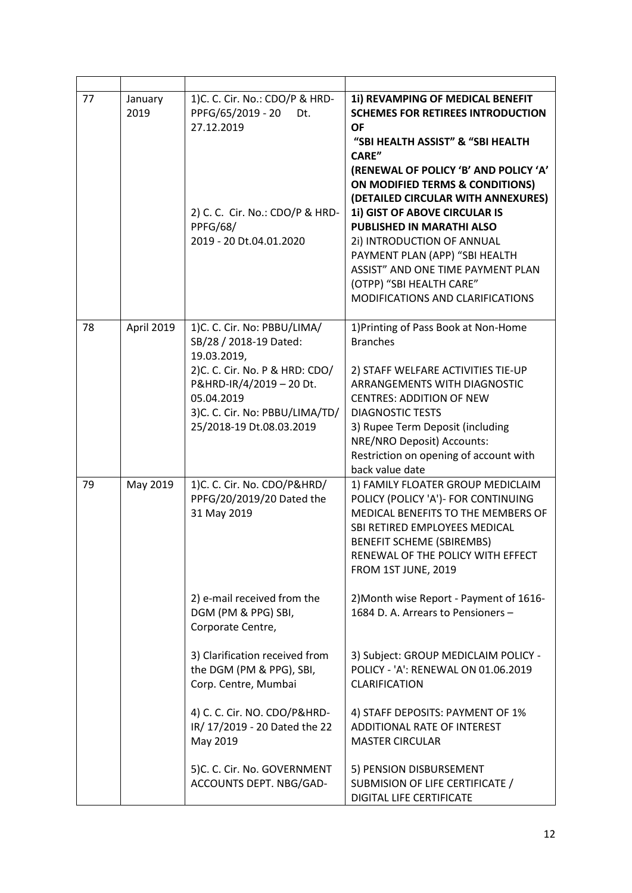| | | | |
|---|---|---|---|
| 77 | January 2019 | 1)C. C. Cir. No.: CDO/P & HRD-PPFG/65/2019 - 20 Dt. 27.12.2019<br><br>2) C. C. Cir. No.: CDO/P & HRD-PPFG/68/<br>2019 - 20 Dt.04.01.2020 | **1i) REVAMPING OF MEDICAL BENEFIT SCHEMES FOR RETIREES INTRODUCTION OF**<br>**"SBI HEALTH ASSIST" & "SBI HEALTH CARE"**<br>**(RENEWAL OF POLICY 'B' AND POLICY 'A' ON MODIFIED TERMS & CONDITIONS)**<br>**(DETAILED CIRCULAR WITH ANNEXURES)**<br>**1i) GIST OF ABOVE CIRCULAR IS PUBLISHED IN MARATHI ALSO**<br>2i) INTRODUCTION OF ANNUAL PAYMENT PLAN (APP) "SBI HEALTH ASSIST" AND ONE TIME PAYMENT PLAN (OTPP) "SBI HEALTH CARE" MODIFICATIONS AND CLARIFICATIONS |
| 78 | April 2019 | 1)C. C. Cir. No: PBBU/LIMA/ SB/28 / 2018-19 Dated: 19.03.2019,<br>2)C. C. Cir. No. P & HRD: CDO/ P&HRD-IR/4/2019 – 20 Dt. 05.04.2019<br>3)C. C. Cir. No: PBBU/LIMA/TD/ 25/2018-19 Dt.08.03.2019 | 1)Printing of Pass Book at Non-Home Branches<br><br>2) STAFF WELFARE ACTIVITIES TIE-UP ARRANGEMENTS WITH DIAGNOSTIC CENTRES: ADDITION OF NEW DIAGNOSTIC TESTS<br>3) Rupee Term Deposit (including NRE/NRO Deposit) Accounts: Restriction on opening of account with back value date |
| 79 | May 2019 | 1)C. C. Cir. No. CDO/P&HRD/ PPFG/20/2019/20 Dated the 31 May 2019<br><br>2) e-mail received from the DGM (PM & PPG) SBI, Corporate Centre,<br><br>3) Clarification received from the DGM (PM & PPG), SBI, Corp. Centre, Mumbai<br><br>4) C. C. Cir. NO. CDO/P&HRD-IR/ 17/2019 - 20 Dated the 22 May 2019<br><br>5)C. C. Cir. No. GOVERNMENT ACCOUNTS DEPT. NBG/GAD- | 1) FAMILY FLOATER GROUP MEDICLAIM POLICY (POLICY 'A')- FOR CONTINUING MEDICAL BENEFITS TO THE MEMBERS OF SBI RETIRED EMPLOYEES MEDICAL BENEFIT SCHEME (SBIREMBS) RENEWAL OF THE POLICY WITH EFFECT FROM 1ST JUNE, 2019<br><br>2)Month wise Report - Payment of 1616-1684 D. A. Arrears to Pensioners –<br><br>3) Subject: GROUP MEDICLAIM POLICY - POLICY - 'A': RENEWAL ON 01.06.2019 CLARIFICATION<br><br>4) STAFF DEPOSITS: PAYMENT OF 1% ADDITIONAL RATE OF INTEREST MASTER CIRCULAR<br><br>5) PENSION DISBURSEMENT SUBMISION OF LIFE CERTIFICATE / DIGITAL LIFE CERTIFICATE |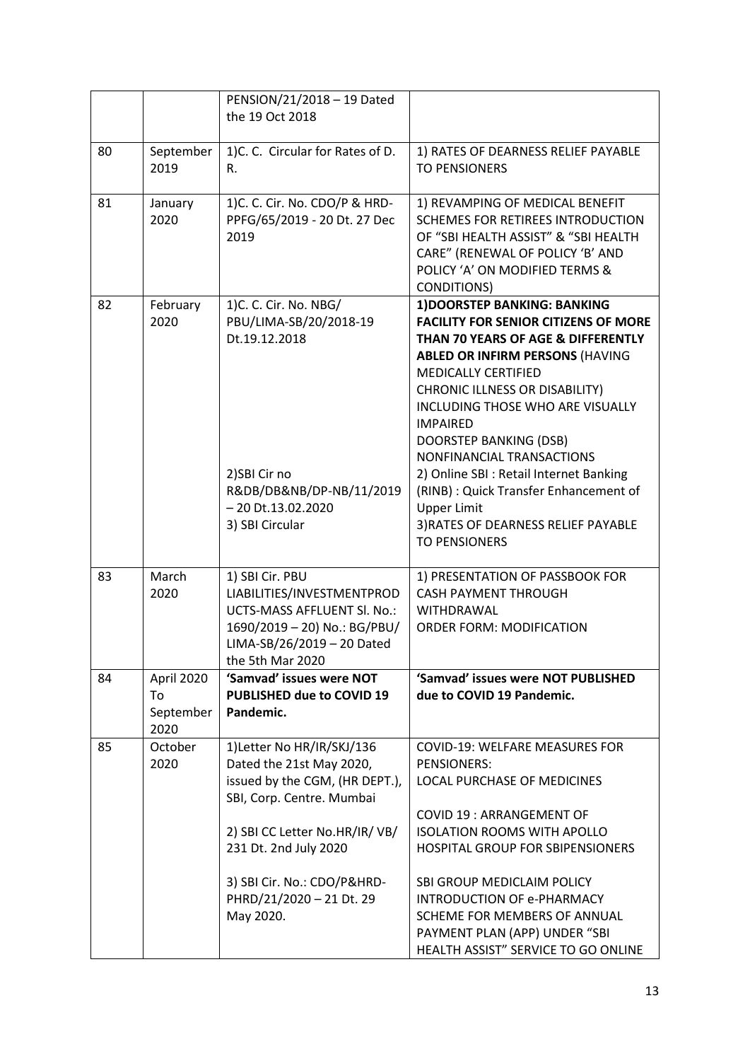| | | | |
|---|---|---|---|
| | | PENSION/21/2018 – 19 Dated the 19 Oct 2018 | |
| 80 | September 2019 | 1)C. C. Circular for Rates of D. R. | 1) RATES OF DEARNESS RELIEF PAYABLE TO PENSIONERS |
| 81 | January 2020 | 1)C. C. Cir. No. CDO/P & HRD-PPFG/65/2019 - 20 Dt. 27 Dec 2019 | 1) REVAMPING OF MEDICAL BENEFIT SCHEMES FOR RETIREES INTRODUCTION OF "SBI HEALTH ASSIST" & "SBI HEALTH CARE" (RENEWAL OF POLICY 'B' AND POLICY 'A' ON MODIFIED TERMS & CONDITIONS) |
| 82 | February 2020 | 1)C. C. Cir. No. NBG/ PBU/LIMA-SB/20/2018-19 Dt.19.12.2018<br><br>2)SBI Cir no R&DB/DB&NB/DP-NB/11/2019 – 20 Dt.13.02.2020<br>3) SBI Circular | **1)DOORSTEP BANKING: BANKING FACILITY FOR SENIOR CITIZENS OF MORE THAN 70 YEARS OF AGE & DIFFERENTLY ABLED OR INFIRM PERSONS** (HAVING MEDICALLY CERTIFIED CHRONIC ILLNESS OR DISABILITY) INCLUDING THOSE WHO ARE VISUALLY IMPAIRED DOORSTEP BANKING (DSB) NONFINANCIAL TRANSACTIONS<br>2) Online SBI : Retail Internet Banking (RINB) : Quick Transfer Enhancement of Upper Limit<br>3)RATES OF DEARNESS RELIEF PAYABLE TO PENSIONERS |
| 83 | March 2020 | 1) SBI Cir. PBU LIABILITIES/INVESTMENTPROD UCTS-MASS AFFLUENT Sl. No.: 1690/2019 – 20) No.: BG/PBU/ LIMA-SB/26/2019 – 20 Dated the 5th Mar 2020 | 1) PRESENTATION OF PASSBOOK FOR CASH PAYMENT THROUGH WITHDRAWAL ORDER FORM: MODIFICATION |
| 84 | April 2020 To September 2020 | **'Samvad' issues were NOT PUBLISHED due to COVID 19 Pandemic.** | **'Samvad' issues were NOT PUBLISHED due to COVID 19 Pandemic.** |
| 85 | October 2020 | 1)Letter No HR/IR/SKJ/136 Dated the 21st May 2020, issued by the CGM, (HR DEPT.), SBI, Corp. Centre. Mumbai<br><br>2) SBI CC Letter No.HR/IR/ VB/ 231 Dt. 2nd July 2020<br><br>3) SBI Cir. No.: CDO/P&HRD-PHRD/21/2020 – 21 Dt. 29 May 2020. | COVID-19: WELFARE MEASURES FOR PENSIONERS: LOCAL PURCHASE OF MEDICINES<br><br>COVID 19 : ARRANGEMENT OF ISOLATION ROOMS WITH APOLLO HOSPITAL GROUP FOR SBIPENSIONERS<br><br>SBI GROUP MEDICLAIM POLICY INTRODUCTION OF e-PHARMACY SCHEME FOR MEMBERS OF ANNUAL PAYMENT PLAN (APP) UNDER "SBI HEALTH ASSIST" SERVICE TO GO ONLINE |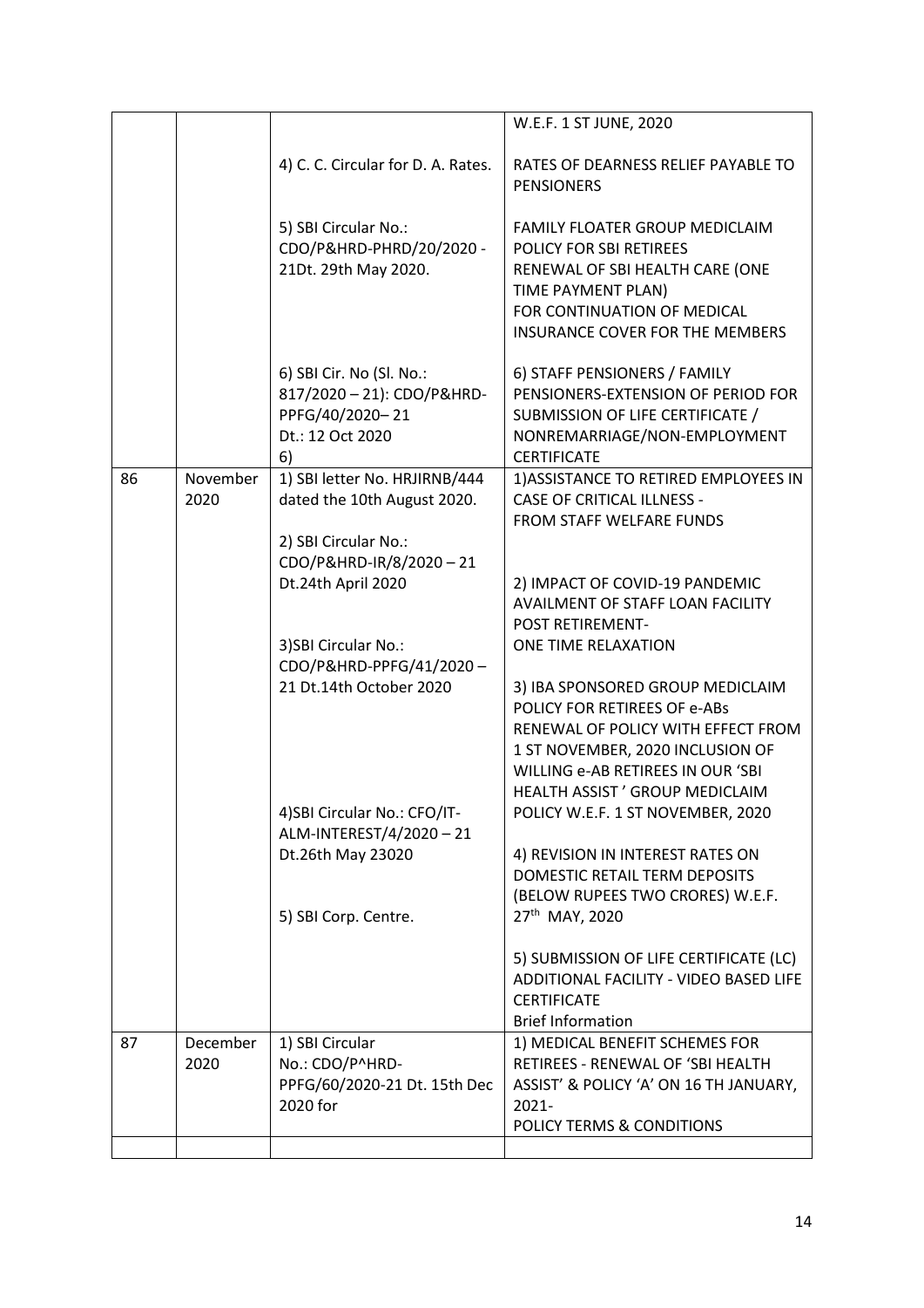| | | | |
|---|---|---|---|
| | | | W.E.F. 1 ST JUNE, 2020 |
| | | 4) C. C. Circular for D. A. Rates. | RATES OF DEARNESS RELIEF PAYABLE TO PENSIONERS |
| | | 5) SBI Circular No.: CDO/P&HRD-PHRD/20/2020 - 21Dt. 29th May 2020. | FAMILY FLOATER GROUP MEDICLAIM POLICY FOR SBI RETIREES RENEWAL OF SBI HEALTH CARE (ONE TIME PAYMENT PLAN) FOR CONTINUATION OF MEDICAL INSURANCE COVER FOR THE MEMBERS |
| | | 6) SBI Cir. No (Sl. No.: 817/2020 – 21): CDO/P&HRD-PPFG/40/2020– 21 Dt.: 12 Oct 2020 6) | 6) STAFF PENSIONERS / FAMILY PENSIONERS-EXTENSION OF PERIOD FOR SUBMISSION OF LIFE CERTIFICATE / NONREMARRIAGE/NON-EMPLOYMENT CERTIFICATE |
| 86 | November 2020 | 1) SBI letter No. HRJIRNB/444 dated the 10th August 2020.<br><br>2) SBI Circular No.: CDO/P&HRD-IR/8/2020 – 21 Dt.24th April 2020<br><br>3)SBI Circular No.: CDO/P&HRD-PPFG/41/2020 – 21 Dt.14th October 2020<br><br>4)SBI Circular No.: CFO/IT-ALM-INTEREST/4/2020 – 21 Dt.26th May 23020<br><br>5) SBI Corp. Centre. | 1)ASSISTANCE TO RETIRED EMPLOYEES IN CASE OF CRITICAL ILLNESS - FROM STAFF WELFARE FUNDS<br><br>2) IMPACT OF COVID-19 PANDEMIC AVAILMENT OF STAFF LOAN FACILITY POST RETIREMENT- ONE TIME RELAXATION<br><br>3) IBA SPONSORED GROUP MEDICLAIM POLICY FOR RETIREES OF e-ABs RENEWAL OF POLICY WITH EFFECT FROM 1 ST NOVEMBER, 2020 INCLUSION OF WILLING e-AB RETIREES IN OUR 'SBI HEALTH ASSIST ' GROUP MEDICLAIM POLICY W.E.F. 1 ST NOVEMBER, 2020<br><br>4) REVISION IN INTEREST RATES ON DOMESTIC RETAIL TERM DEPOSITS (BELOW RUPEES TWO CRORES) W.E.F. 27th MAY, 2020<br><br>5) SUBMISSION OF LIFE CERTIFICATE (LC) ADDITIONAL FACILITY - VIDEO BASED LIFE CERTIFICATE Brief Information |
| 87 | December 2020 | 1) SBI Circular No.: CDO/P^HRD-PPFG/60/2020-21 Dt. 15th Dec 2020 for | 1) MEDICAL BENEFIT SCHEMES FOR RETIREES - RENEWAL OF 'SBI HEALTH ASSIST' & POLICY 'A' ON 16 TH JANUARY, 2021- POLICY TERMS & CONDITIONS |
| | | | |